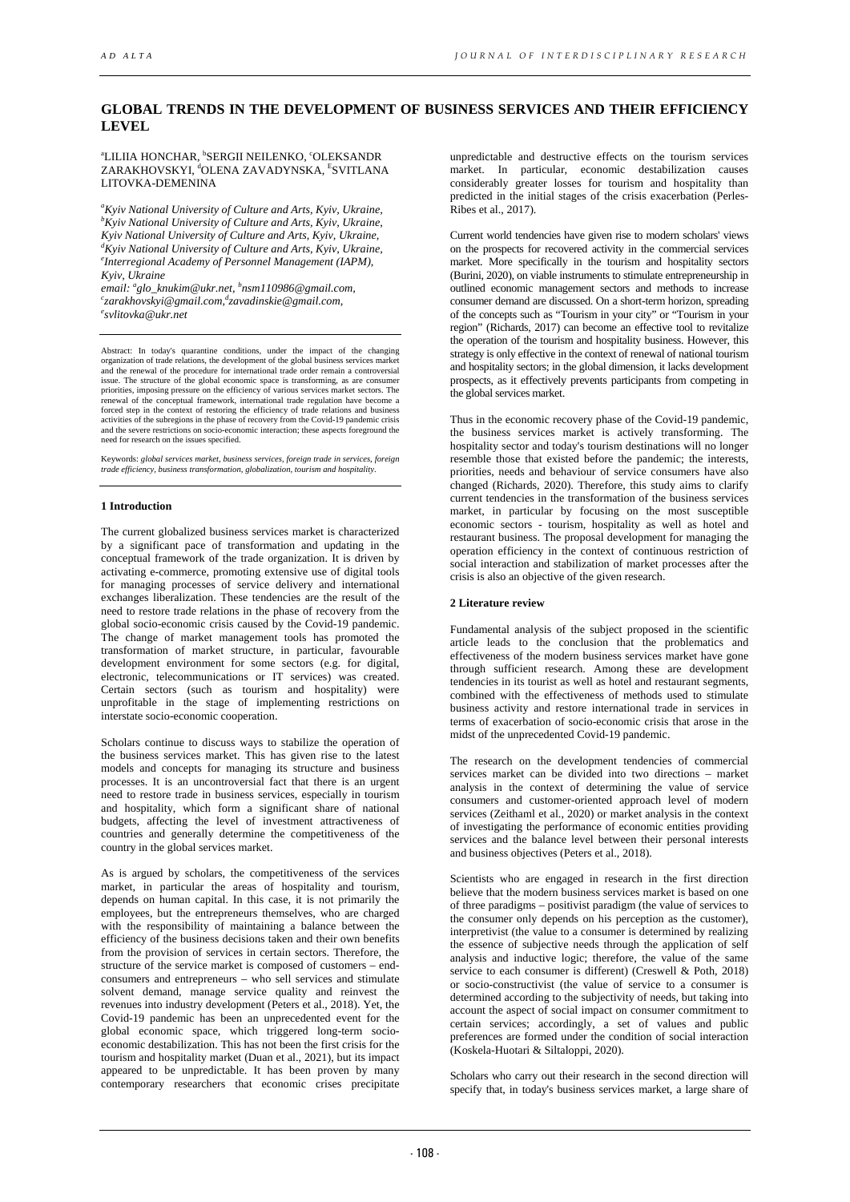# GLOBAL TRENDS IN THE DEVELOPMENT OF BUSINESS SERVICES AND THEIR EFFICIENCY LEVEL

[a]LILIIA HONCHAR, [b]SERGII NEILENKO, [c]OLEKSANDR ZARAKHOVSKYI, [d]OLENA ZAVADYNSKA, [E]SVITLANA LITOVKA-DEMENINA

*[a]Kyiv National University of Culture and Arts, Kyiv, Ukraine,*
*[b]Kyiv National University of Culture and Arts, Kyiv, Ukraine,*
*Kyiv National University of Culture and Arts, Kyiv, Ukraine,*
*[d]Kyiv National University of Culture and Arts, Kyiv, Ukraine,*
*[e]Interregional Academy of Personnel Management (IAPM), Kyiv, Ukraine*
*email: [a]glo_knukim@ukr.net, [b]nsm110986@gmail.com, [c]zarakhovskyi@gmail.com,[d]zavadinskie@gmail.com, [e]svlitovka@ukr.net*

Abstract: In today's quarantine conditions, under the impact of the changing organization of trade relations, the development of the global business services market and the renewal of the procedure for international trade order remain a controversial issue. The structure of the global economic space is transforming, as are consumer priorities, imposing pressure on the efficiency of various services market sectors. The renewal of the conceptual framework, international trade regulation have become a forced step in the context of restoring the efficiency of trade relations and business activities of the subregions in the phase of recovery from the Covid-19 pandemic crisis and the severe restrictions on socio-economic interaction; these aspects foreground the need for research on the issues specified.

Keywords: *global services market, business services, foreign trade in services, foreign trade efficiency, business transformation, globalization, tourism and hospitality.*

## 1 Introduction

The current globalized business services market is characterized by a significant pace of transformation and updating in the conceptual framework of the trade organization. It is driven by activating e-commerce, promoting extensive use of digital tools for managing processes of service delivery and international exchanges liberalization. These tendencies are the result of the need to restore trade relations in the phase of recovery from the global socio-economic crisis caused by the Covid-19 pandemic. The change of market management tools has promoted the transformation of market structure, in particular, favourable development environment for some sectors (e.g. for digital, electronic, telecommunications or IT services) was created. Certain sectors (such as tourism and hospitality) were unprofitable in the stage of implementing restrictions on interstate socio-economic cooperation.

Scholars continue to discuss ways to stabilize the operation of the business services market. This has given rise to the latest models and concepts for managing its structure and business processes. It is an uncontroversial fact that there is an urgent need to restore trade in business services, especially in tourism and hospitality, which form a significant share of national budgets, affecting the level of investment attractiveness of countries and generally determine the competitiveness of the country in the global services market.

As is argued by scholars, the competitiveness of the services market, in particular the areas of hospitality and tourism, depends on human capital. In this case, it is not primarily the employees, but the entrepreneurs themselves, who are charged with the responsibility of maintaining a balance between the efficiency of the business decisions taken and their own benefits from the provision of services in certain sectors. Therefore, the structure of the service market is composed of customers – end-consumers and entrepreneurs – who sell services and stimulate solvent demand, manage service quality and reinvest the revenues into industry development (Peters et al., 2018). Yet, the Covid-19 pandemic has been an unprecedented event for the global economic space, which triggered long-term socio-economic destabilization. This has not been the first crisis for the tourism and hospitality market (Duan et al., 2021), but its impact appeared to be unpredictable. It has been proven by many contemporary researchers that economic crises precipitate unpredictable and destructive effects on the tourism services market. In particular, economic destabilization causes considerably greater losses for tourism and hospitality than predicted in the initial stages of the crisis exacerbation (Perles-Ribes et al., 2017).

Current world tendencies have given rise to modern scholars' views on the prospects for recovered activity in the commercial services market. More specifically in the tourism and hospitality sectors (Burini, 2020), on viable instruments to stimulate entrepreneurship in outlined economic management sectors and methods to increase consumer demand are discussed. On a short-term horizon, spreading of the concepts such as "Tourism in your city" or "Tourism in your region" (Richards, 2017) can become an effective tool to revitalize the operation of the tourism and hospitality business. However, this strategy is only effective in the context of renewal of national tourism and hospitality sectors; in the global dimension, it lacks development prospects, as it effectively prevents participants from competing in the global services market.

Thus in the economic recovery phase of the Covid-19 pandemic, the business services market is actively transforming. The hospitality sector and today's tourism destinations will no longer resemble those that existed before the pandemic; the interests, priorities, needs and behaviour of service consumers have also changed (Richards, 2020). Therefore, this study aims to clarify current tendencies in the transformation of the business services market, in particular by focusing on the most susceptible economic sectors - tourism, hospitality as well as hotel and restaurant business. The proposal development for managing the operation efficiency in the context of continuous restriction of social interaction and stabilization of market processes after the crisis is also an objective of the given research.

## 2 Literature review

Fundamental analysis of the subject proposed in the scientific article leads to the conclusion that the problematics and effectiveness of the modern business services market have gone through sufficient research. Among these are development tendencies in its tourist as well as hotel and restaurant segments, combined with the effectiveness of methods used to stimulate business activity and restore international trade in services in terms of exacerbation of socio-economic crisis that arose in the midst of the unprecedented Covid-19 pandemic.

The research on the development tendencies of commercial services market can be divided into two directions – market analysis in the context of determining the value of service consumers and customer-oriented approach level of modern services (Zeithaml et al., 2020) or market analysis in the context of investigating the performance of economic entities providing services and the balance level between their personal interests and business objectives (Peters et al., 2018).

Scientists who are engaged in research in the first direction believe that the modern business services market is based on one of three paradigms – positivist paradigm (the value of services to the consumer only depends on his perception as the customer), interpretivist (the value to a consumer is determined by realizing the essence of subjective needs through the application of self analysis and inductive logic; therefore, the value of the same service to each consumer is different) (Creswell & Poth, 2018) or socio-constructivist (the value of service to a consumer is determined according to the subjectivity of needs, but taking into account the aspect of social impact on consumer commitment to certain services; accordingly, a set of values and public preferences are formed under the condition of social interaction (Koskela-Huotari & Siltaloppi, 2020).

Scholars who carry out their research in the second direction will specify that, in today's business services market, a large share of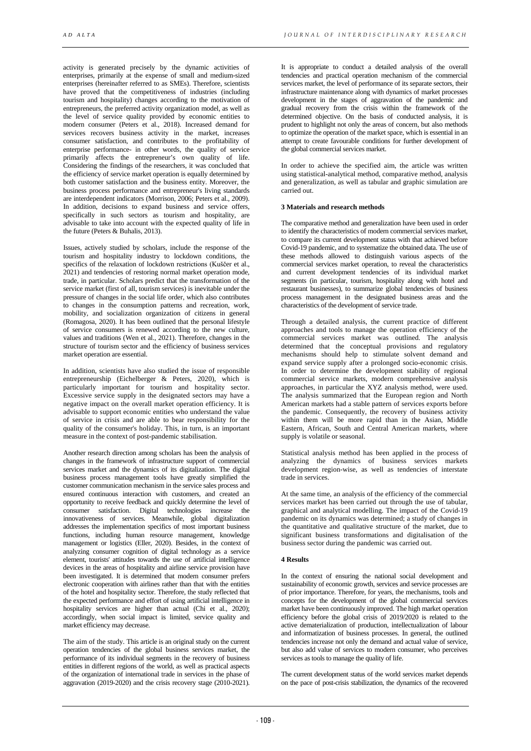activity is generated precisely by the dynamic activities of enterprises, primarily at the expense of small and medium-sized enterprises (hereinafter referred to as SMEs). Therefore, scientists have proved that the competitiveness of industries (including tourism and hospitality) changes according to the motivation of entrepreneurs, the preferred activity organization model, as well as the level of service quality provided by economic entities to modern consumer (Peters et al., 2018). Increased demand for services recovers business activity in the market, increases consumer satisfaction, and contributes to the profitability of enterprise performance- in other words, the quality of service primarily affects the entrepreneur's own quality of life. Considering the findings of the researchers, it was concluded that the efficiency of service market operation is equally determined by both customer satisfaction and the business entity. Moreover, the business process performance and entrepreneur's living standards are interdependent indicators (Morrison, 2006; Peters et al., 2009). In addition, decisions to expand business and service offers, specifically in such sectors as tourism and hospitality, are advisable to take into account with the expected quality of life in the future (Peters & Buhalis, 2013).

Issues, actively studied by scholars, include the response of the tourism and hospitality industry to lockdown conditions, the specifics of the relaxation of lockdown restrictions (Kuščer et al., 2021) and tendencies of restoring normal market operation mode, trade, in particular. Scholars predict that the transformation of the service market (first of all, tourism services) is inevitable under the pressure of changes in the social life order, which also contributes to changes in the consumption patterns and recreation, work, mobility, and socialization organization of citizens in general (Romagosa, 2020). It has been outlined that the personal lifestyle of service consumers is renewed according to the new culture, values and traditions (Wen et al., 2021). Therefore, changes in the structure of tourism sector and the efficiency of business services market operation are essential.

In addition, scientists have also studied the issue of responsible entrepreneurship (Eichelberger & Peters, 2020), which is particularly important for tourism and hospitality sector. Excessive service supply in the designated sectors may have a negative impact on the overall market operation efficiency. It is advisable to support economic entities who understand the value of service in crisis and are able to bear responsibility for the quality of the consumer's holiday. This, in turn, is an important measure in the context of post-pandemic stabilisation.

Another research direction among scholars has been the analysis of changes in the framework of infrastructure support of commercial services market and the dynamics of its digitalization. The digital business process management tools have greatly simplified the customer communication mechanism in the service sales process and ensured continuous interaction with customers, and created an opportunity to receive feedback and quickly determine the level of consumer satisfaction. Digital technologies increase the innovativeness of services. Meanwhile, global digitalization addresses the implementation specifics of most important business functions, including human resource management, knowledge management or logistics (Eller, 2020). Besides, in the context of analyzing consumer cognition of digital technology as a service element, tourists' attitudes towards the use of artificial intelligence devices in the areas of hospitality and airline service provision have been investigated. It is determined that modern consumer prefers electronic cooperation with airlines rather than that with the entities of the hotel and hospitality sector. Therefore, the study reflected that the expected performance and effort of using artificial intelligence in hospitality services are higher than actual (Chi et al., 2020); accordingly, when social impact is limited, service quality and market efficiency may decrease.

The aim of the study. This article is an original study on the current operation tendencies of the global business services market, the performance of its individual segments in the recovery of business entities in different regions of the world, as well as practical aspects of the organization of international trade in services in the phase of aggravation (2019-2020) and the crisis recovery stage (2010-2021). It is appropriate to conduct a detailed analysis of the overall tendencies and practical operation mechanism of the commercial services market, the level of performance of its separate sectors, their infrastructure maintenance along with dynamics of market processes development in the stages of aggravation of the pandemic and gradual recovery from the crisis within the framework of the determined objective. On the basis of conducted analysis, it is prudent to highlight not only the areas of concern, but also methods to optimize the operation of the market space, which is essential in an attempt to create favourable conditions for further development of the global commercial services market.

In order to achieve the specified aim, the article was written using statistical-analytical method, comparative method, analysis and generalization, as well as tabular and graphic simulation are carried out.

### 3 Materials and research methods

The comparative method and generalization have been used in order to identify the characteristics of modern commercial services market, to compare its current development status with that achieved before Covid-19 pandemic, and to systematize the obtained data. The use of these methods allowed to distinguish various aspects of the commercial services market operation, to reveal the characteristics and current development tendencies of its individual market segments (in particular, tourism, hospitality along with hotel and restaurant businesses), to summarize global tendencies of business process management in the designated business areas and the characteristics of the development of service trade.

Through a detailed analysis, the current practice of different approaches and tools to manage the operation efficiency of the commercial services market was outlined. The analysis determined that the conceptual provisions and regulatory mechanisms should help to stimulate solvent demand and expand service supply after a prolonged socio-economic crisis. In order to determine the development stability of regional commercial service markets, modern comprehensive analysis approaches, in particular the XYZ analysis method, were used. The analysis summarized that the European region and North American markets had a stable pattern of services exports before the pandemic. Consequently, the recovery of business activity within them will be more rapid than in the Asian, Middle Eastern, African, South and Central American markets, where supply is volatile or seasonal.

Statistical analysis method has been applied in the process of analyzing the dynamics of business services markets development region-wise, as well as tendencies of interstate trade in services.

At the same time, an analysis of the efficiency of the commercial services market has been carried out through the use of tabular, graphical and analytical modelling. The impact of the Covid-19 pandemic on its dynamics was determined; a study of changes in the quantitative and qualitative structure of the market, due to significant business transformations and digitalisation of the business sector during the pandemic was carried out.

### 4 Results

In the context of ensuring the national social development and sustainability of economic growth, services and service processes are of prior importance. Therefore, for years, the mechanisms, tools and concepts for the development of the global commercial services market have been continuously improved. The high market operation efficiency before the global crisis of 2019/2020 is related to the active dematerialization of production, intellectualization of labour and informatization of business processes. In general, the outlined tendencies increase not only the demand and actual value of service, but also add value of services to modern consumer, who perceives services as tools to manage the quality of life.

The current development status of the world services market depends on the pace of post-crisis stabilization, the dynamics of the recovered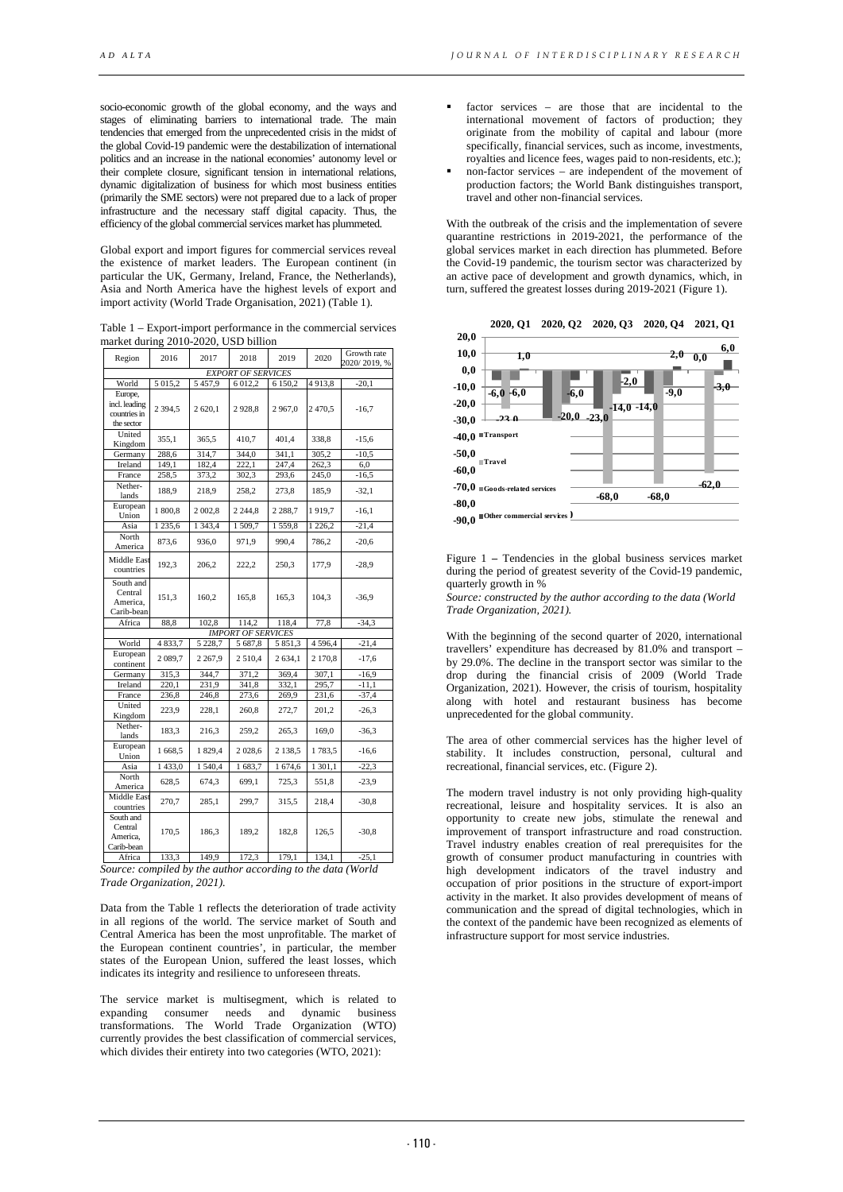socio-economic growth of the global economy, and the ways and stages of eliminating barriers to international trade. The main tendencies that emerged from the unprecedented crisis in the midst of the global Covid-19 pandemic were the destabilization of international politics and an increase in the national economies' autonomy level or their complete closure, significant tension in international relations, dynamic digitalization of business for which most business entities (primarily the SME sectors) were not prepared due to a lack of proper infrastructure and the necessary staff digital capacity. Thus, the efficiency of the global commercial services market has plummeted.

Global export and import figures for commercial services reveal the existence of market leaders. The European continent (in particular the UK, Germany, Ireland, France, the Netherlands), Asia and North America have the highest levels of export and import activity (World Trade Organisation, 2021) (Table 1).

Table 1 – Export-import performance in the commercial services market during 2016-2020, USD billion

| Region | 2016 | 2017 | 2018 | 2019 | 2020 | Growth rate 2020/ 2019, % |
|---|---|---|---|---|---|---|
| *EXPORT OF SERVICES* | | | | | | |
| World | 5 015,2 | 5 457,9 | 6 012,2 | 6 150,2 | 4 913,8 | -20,1 |
| Europe, incl. leading countries in the sector | 2 394,5 | 2 620,1 | 2 928,8 | 2 967,0 | 2 470,5 | -16,7 |
| United Kingdom | 355,1 | 365,5 | 410,7 | 401,4 | 338,8 | -15,6 |
| Germany | 288,6 | 314,7 | 344,0 | 341,1 | 305,2 | -10,5 |
| Ireland | 149,1 | 182,4 | 222,1 | 247,4 | 262,3 | 6,0 |
| France | 258,5 | 373,2 | 302,3 | 293,6 | 245,0 | -16,5 |
| Nether-lands | 188,9 | 218,9 | 258,2 | 273,8 | 185,9 | -32,1 |
| European Union | 1 800,8 | 2 002,8 | 2 244,8 | 2 288,7 | 1 919,7 | -16,1 |
| Asia | 1 235,6 | 1 343,4 | 1 509,7 | 1 559,8 | 1 226,2 | -21,4 |
| North America | 873,6 | 936,0 | 971,9 | 990,4 | 786,2 | -20,6 |
| Middle East countries | 192,3 | 206,2 | 222,2 | 250,3 | 177,9 | -28,9 |
| South and Central America, Carib-bean | 151,3 | 160,2 | 165,8 | 165,3 | 104,3 | -36,9 |
| Africa | 88,8 | 102,8 | 114,2 | 118,4 | 77,8 | -34,3 |
| *IMPORT OF SERVICES* | | | | | | |
| World | 4 833,7 | 5 228,7 | 5 687,8 | 5 851,3 | 4 596,4 | -21,4 |
| European continent | 2 089,7 | 2 267,9 | 2 510,4 | 2 634,1 | 2 170,8 | -17,6 |
| Germany | 315,3 | 344,7 | 371,2 | 369,4 | 307,1 | -16,9 |
| Ireland | 220,1 | 231,9 | 341,8 | 332,1 | 295,7 | -11,1 |
| France | 236,8 | 246,8 | 273,6 | 269,9 | 231,6 | -37,4 |
| United Kingdom | 223,9 | 228,1 | 260,8 | 272,7 | 201,2 | -26,3 |
| Nether-lands | 183,3 | 216,3 | 259,2 | 265,3 | 169,0 | -36,3 |
| European Union | 1 668,5 | 1 829,4 | 2 028,6 | 2 138,5 | 1 783,5 | -16,6 |
| Asia | 1 433,0 | 1 540,4 | 1 683,7 | 1 674,6 | 1 301,1 | -22,3 |
| North America | 628,5 | 674,3 | 699,1 | 725,3 | 551,8 | -23,9 |
| Middle East countries | 270,7 | 285,1 | 299,7 | 315,5 | 218,4 | -30,8 |
| South and Central America, Carib-bean | 170,5 | 186,3 | 189,2 | 182,8 | 126,5 | -30,8 |
| Africa | 133,3 | 149,9 | 172,3 | 179,1 | 134,1 | -25,1 |

*Source: compiled by the author according to the data (World Trade Organization, 2021).*

Data from the Table 1 reflects the deterioration of trade activity in all regions of the world. The service market of South and Central America has been the most unprofitable. The market of the European continent countries', in particular, the member states of the European Union, suffered the least losses, which indicates its integrity and resilience to unforeseen threats.

The service market is multisegment, which is related to expanding consumer needs and dynamic business transformations. The World Trade Organization (WTO) currently provides the best classification of commercial services, which divides their entirety into two categories (WTO, 2021):

- factor services – are those that are incidental to the international movement of factors of production; they originate from the mobility of capital and labour (more specifically, financial services, such as income, investments, royalties and licence fees, wages paid to non-residents, etc.);
- non-factor services – are independent of the movement of production factors; the World Bank distinguishes transport, travel and other non-financial services.

With the outbreak of the crisis and the implementation of severe quarantine restrictions in 2019-2021, the performance of the global services market in each direction has plummeted. Before the Covid-19 pandemic, the tourism sector was characterized by an active pace of development and growth dynamics, which, in turn, suffered the greatest losses during 2019-2021 (Figure 1).

Figure 1 – Tendencies in the global business services market during the period of greatest severity of the Covid-19 pandemic, quarterly growth in %

*Source: constructed by the author according to the data (World Trade Organization, 2021).*

With the beginning of the second quarter of 2020, international travellers' expenditure has decreased by 81.0% and transport – by 29.0%. The decline in the transport sector was similar to the drop during the financial crisis of 2009 (World Trade Organization, 2021). However, the crisis of tourism, hospitality along with hotel and restaurant business has become unprecedented for the global community.

The area of other commercial services has the higher level of stability. It includes construction, personal, cultural and recreational, financial services, etc. (Figure 2).

The modern travel industry is not only providing high-quality recreational, leisure and hospitality services. It is also an opportunity to create new jobs, stimulate the renewal and improvement of transport infrastructure and road construction. Travel industry enables creation of real prerequisites for the growth of consumer product manufacturing in countries with high development indicators of the travel industry and occupation of prior positions in the structure of export-import activity in the market. It also provides development of means of communication and the spread of digital technologies, which in the context of the pandemic have been recognized as elements of infrastructure support for most service industries.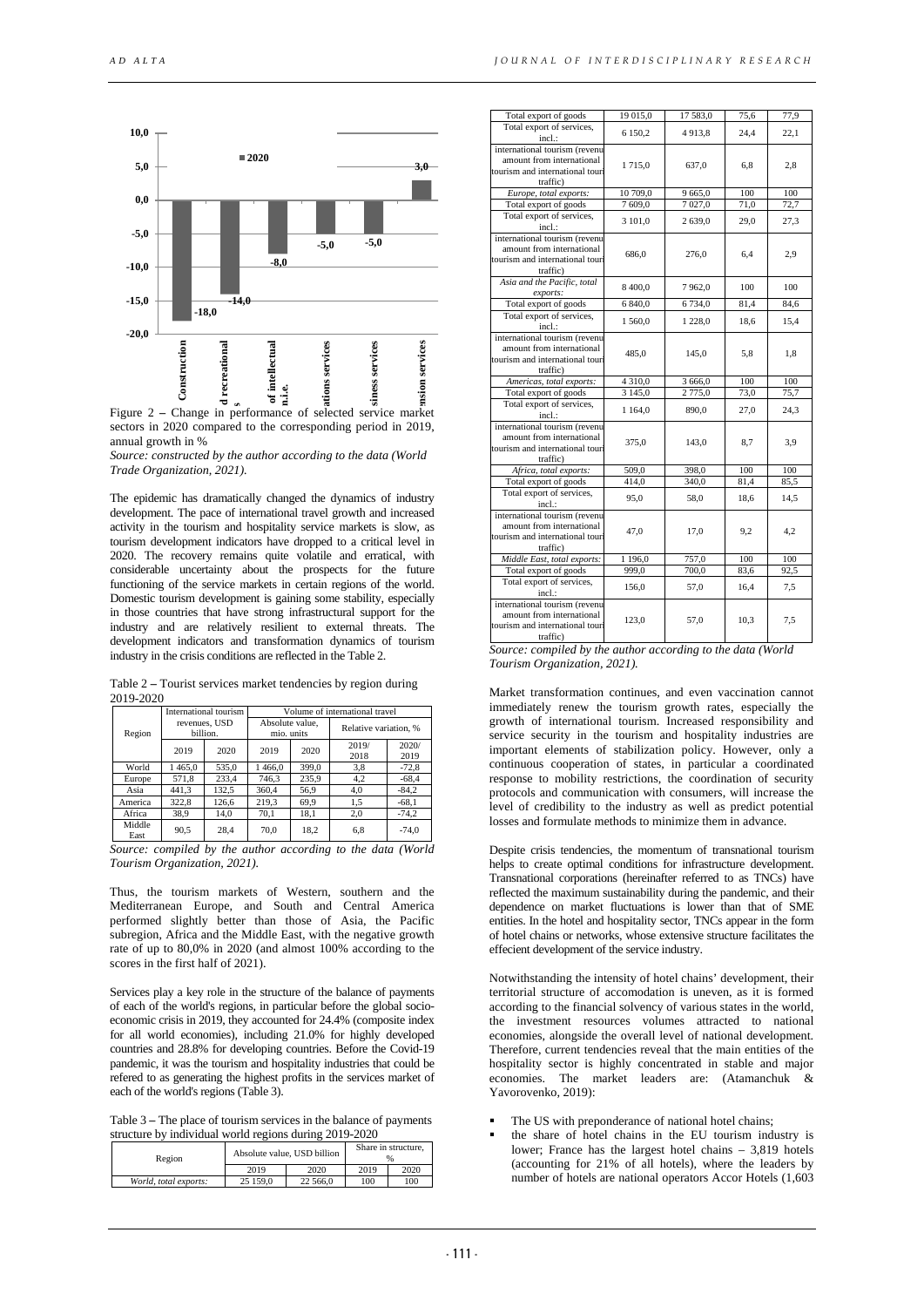Figure 2 – Change in performance of selected service market sectors in 2020 compared to the corresponding period in 2019, annual growth in %

*Source: constructed by the author according to the data (World Trade Organization, 2021).*

The epidemic has dramatically changed the dynamics of industry development. The pace of international travel growth and increased activity in the tourism and hospitality service markets is slow, as tourism development indicators have dropped to a critical level in 2020. The recovery remains quite volatile and erratical, with considerable uncertainty about the prospects for the future functioning of the service markets in certain regions of the world. Domestic tourism development is gaining some stability, especially in those countries that have strong infrastructural support for the industry and are relatively resilient to external threats. The development indicators and transformation dynamics of tourism industry in the crisis conditions are reflected in the Table 2.

Table 2 – Tourist services market tendencies by region during 2019-2020

| Region | International tourism revenues, USD billion. | | Volume of international travel | | | |
|---|---|---|---|---|---|---|
| | | | Absolute value, mio. units | | Relative variation, % | |
| | 2019 | 2020 | 2019 | 2020 | 2019/2018 | 2020/2019 |
| World | 1 465,0 | 535,0 | 1 466,0 | 399,0 | 3,8 | -72,8 |
| Europe | 571,8 | 233,4 | 746,3 | 235,9 | 4,2 | -68,4 |
| Asia | 441,3 | 132,5 | 360,4 | 56,9 | 4,0 | -84,2 |
| America | 322,8 | 126,6 | 219,3 | 69,9 | 1,5 | -68,1 |
| Africa | 38,9 | 14,0 | 70,1 | 18,1 | 2,0 | -74,2 |
| Middle East | 90,5 | 28,4 | 70,0 | 18,2 | 6,8 | -74,0 |

*Source: compiled by the author according to the data (World Tourism Organization, 2021).*

Thus, the tourism markets of Western, southern and the Mediterranean Europe, and South and Central America performed slightly better than those of Asia, the Pacific subregion, Africa and the Middle East, with the negative growth rate of up to 80,0% in 2020 (and almost 100% according to the scores in the first half of 2021).

Services play a key role in the structure of the balance of payments of each of the world's regions, in particular before the global socio-economic crisis in 2019, they accounted for 24.4% (composite index for all world economies), including 21.0% for highly developed countries and 28.8% for developing countries. Before the Covid-19 pandemic, it was the tourism and hospitality industries that could be refered to as generating the highest profits in the services market of each of the world's regions (Table 3).

Table 3 – The place of tourism services in the balance of payments structure by individual world regions during 2019-2020

| Region | Absolute value, USD billion | | Share in structure, % | |
|---|---|---|---|---|
| | 2019 | 2020 | 2019 | 2020 |
| *World, total exports:* | 25 159,0 | 22 566,0 | 100 | 100 |
| Total export of goods | 19 015,0 | 17 583,0 | 75,6 | 77,9 |
| Total export of services, incl.: | 6 150,2 | 4 913,8 | 24,4 | 22,1 |
| international tourism (revenu amount from international tourism and international touri traffic) | 1 715,0 | 637,0 | 6,8 | 2,8 |
| *Europe, total exports:* | 10 709,0 | 9 665,0 | 100 | 100 |
| Total export of goods | 7 609,0 | 7 027,0 | 71,0 | 72,7 |
| Total export of services, incl.: | 3 101,0 | 2 639,0 | 29,0 | 27,3 |
| international tourism (revenu amount from international tourism and international touri traffic) | 686,0 | 276,0 | 6,4 | 2,9 |
| *Asia and the Pacific, total exports:* | 8 400,0 | 7 962,0 | 100 | 100 |
| Total export of goods | 6 840,0 | 6 734,0 | 81,4 | 84,6 |
| Total export of services, incl.: | 1 560,0 | 1 228,0 | 18,6 | 15,4 |
| international tourism (revenu amount from international tourism and international touri traffic) | 485,0 | 145,0 | 5,8 | 1,8 |
| *Americas, total exports:* | 4 310,0 | 3 666,0 | 100 | 100 |
| Total export of goods | 3 145,0 | 2 775,0 | 73,0 | 75,7 |
| Total export of services, incl.: | 1 164,0 | 890,0 | 27,0 | 24,3 |
| international tourism (revenu amount from international tourism and international touri traffic) | 375,0 | 143,0 | 8,7 | 3,9 |
| *Africa, total exports:* | 509,0 | 398,0 | 100 | 100 |
| Total export of goods | 414,0 | 340,0 | 81,4 | 85,5 |
| Total export of services, incl.: | 95,0 | 58,0 | 18,6 | 14,5 |
| international tourism (revenu amount from international tourism and international touri traffic) | 47,0 | 17,0 | 9,2 | 4,2 |
| *Middle East, total exports:* | 1 196,0 | 757,0 | 100 | 100 |
| Total export of goods | 999,0 | 700,0 | 83,6 | 92,5 |
| Total export of services, incl.: | 156,0 | 57,0 | 16,4 | 7,5 |
| international tourism (revenu amount from international tourism and international touri traffic) | 123,0 | 57,0 | 10,3 | 7,5 |

*Source: compiled by the author according to the data (World Tourism Organization, 2021).*

Market transformation continues, and even vaccination cannot immediately renew the tourism growth rates, especially the growth of international tourism. Increased responsibility and service security in the tourism and hospitality industries are important elements of stabilization policy. However, only a continuous cooperation of states, in particular a coordinated response to mobility restrictions, the coordination of security protocols and communication with consumers, will increase the level of credibility to the industry as well as predict potential losses and formulate methods to minimize them in advance.

Despite crisis tendencies, the momentum of transnational tourism helps to create optimal conditions for infrastructure development. Transnational corporations (hereinafter referred to as TNCs) have reflected the maximum sustainability during the pandemic, and their dependence on market fluctuations is lower than that of SME entities. In the hotel and hospitality sector, TNCs appear in the form of hotel chains or networks, whose extensive structure facilitates the effecient development of the service industry.

Notwithstanding the intensity of hotel chains' development, their territorial structure of accomodation is uneven, as it is formed according to the financial solvency of various states in the world, the investment resources volumes attracted to national economies, alongside the overall level of national development. Therefore, current tendencies reveal that the main entities of the hospitality sector is highly concentrated in stable and major economies. The market leaders are: (Atamanchuk & Yavorovenko, 2019):

- The US with preponderance of national hotel chains;
- the share of hotel chains in the EU tourism industry is lower; France has the largest hotel chains – 3,819 hotels (accounting for 21% of all hotels), where the leaders by number of hotels are national operators Accor Hotels (1,603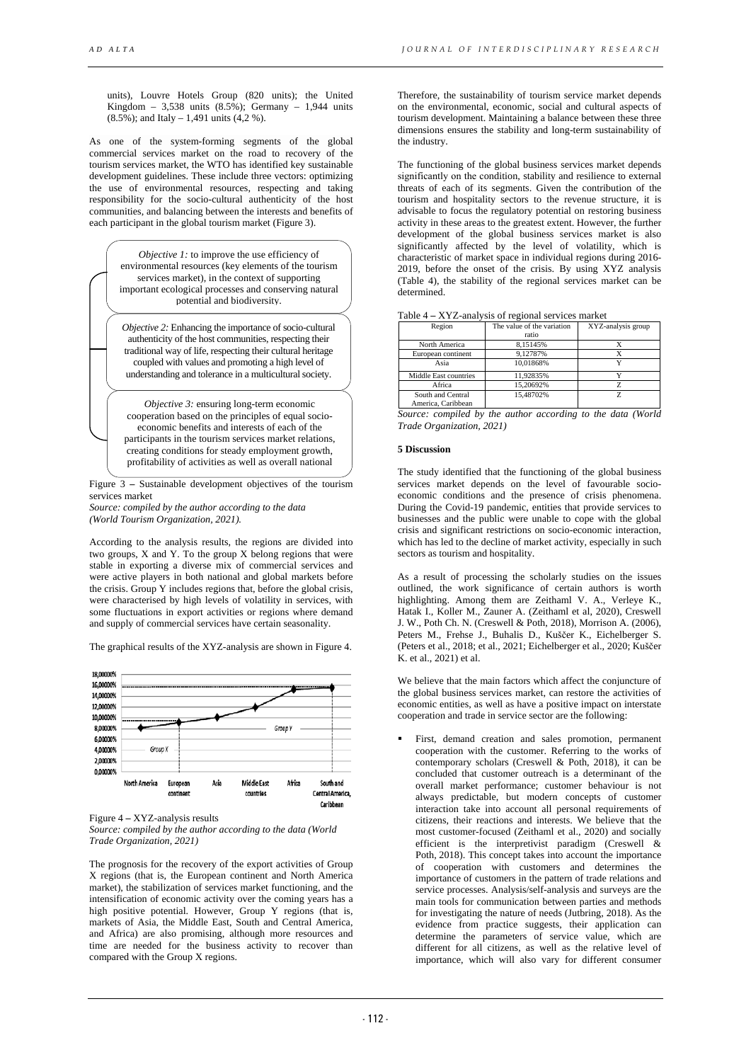units), Louvre Hotels Group (820 units); the United Kingdom – 3,538 units (8.5%); Germany – 1,944 units (8.5%); and Italy – 1,491 units (4,2 %).

As one of the system-forming segments of the global commercial services market on the road to recovery of the tourism services market, the WTO has identified key sustainable development guidelines. These include three vectors: optimizing the use of environmental resources, respecting and taking responsibility for the socio-cultural authenticity of the host communities, and balancing between the interests and benefits of each participant in the global tourism market (Figure 3).

*Objective 1:* to improve the use efficiency of environmental resources (key elements of the tourism services market), in the context of supporting important ecological processes and conserving natural potential and biodiversity.

*Objective 2:* Enhancing the importance of socio-cultural authenticity of the host communities, respecting their traditional way of life, respecting their cultural heritage coupled with values and promoting a high level of understanding and tolerance in a multicultural society.

*Objective 3:* ensuring long-term economic cooperation based on the principles of equal socio-economic benefits and interests of each of the participants in the tourism services market relations, creating conditions for steady employment growth, profitability of activities as well as overall national

Figure 3 – Sustainable development objectives of the tourism services market
*Source: compiled by the author according to the data (World Tourism Organization, 2021).*

According to the analysis results, the regions are divided into two groups, X and Y. To the group X belong regions that were stable in exporting a diverse mix of commercial services and were active players in both national and global markets before the crisis. Group Y includes regions that, before the global crisis, were characterised by high levels of volatility in services, with some fluctuations in export activities or regions where demand and supply of commercial services have certain seasonality.

The graphical results of the XYZ-analysis are shown in Figure 4.

Figure 4 – XYZ-analysis results
*Source: compiled by the author according to the data (World Trade Organization, 2021)*

The prognosis for the recovery of the export activities of Group X regions (that is, the European continent and North America market), the stabilization of services market functioning, and the intensification of economic activity over the coming years has a high positive potential. However, Group Y regions (that is, markets of Asia, the Middle East, South and Central America, and Africa) are also promising, although more resources and time are needed for the business activity to recover than compared with the Group X regions.

Therefore, the sustainability of tourism service market depends on the environmental, economic, social and cultural aspects of tourism development. Maintaining a balance between these three dimensions ensures the stability and long-term sustainability of the industry.

The functioning of the global business services market depends significantly on the condition, stability and resilience to external threats of each of its segments. Given the contribution of the tourism and hospitality sectors to the revenue structure, it is advisable to focus the regulatory potential on restoring business activity in these areas to the greatest extent. However, the further development of the global business services market is also significantly affected by the level of volatility, which is characteristic of market space in individual regions during 2016-2019, before the onset of the crisis. By using XYZ analysis (Table 4), the stability of the regional services market can be determined.

Table 4 – XYZ-analysis of regional services market

| Region | The value of the variation ratio | XYZ-analysis group |
|---|---|---|
| North America | 8,15145% | X |
| European continent | 9,12787% | X |
| Asia | 10,01868% | Y |
| Middle East countries | 11,92835% | Y |
| Africa | 15,20692% | Z |
| South and Central America, Caribbean | 15,48702% | Z |

*Source: compiled by the author according to the data (World Trade Organization, 2021)*

## 5 Discussion

The study identified that the functioning of the global business services market depends on the level of favourable socio-economic conditions and the presence of crisis phenomena. During the Covid-19 pandemic, entities that provide services to businesses and the public were unable to cope with the global crisis and significant restrictions on socio-economic interaction, which has led to the decline of market activity, especially in such sectors as tourism and hospitality.

As a result of processing the scholarly studies on the issues outlined, the work significance of certain authors is worth highlighting. Among them are Zeithaml V. A., Verleye K., Hatak I., Koller M., Zauner A. (Zeithaml et al, 2020), Creswell J. W., Poth Ch. N. (Creswell & Poth, 2018), Morrison A. (2006), Peters M., Frehse J., Buhalis D., Kuščer K., Eichelberger S. (Peters et al., 2018; et al., 2021; Eichelberger et al., 2020; Kuščer K. et al., 2021) et al.

We believe that the main factors which affect the conjuncture of the global business services market, can restore the activities of economic entities, as well as have a positive impact on interstate cooperation and trade in service sector are the following:

- First, demand creation and sales promotion, permanent cooperation with the customer. Referring to the works of contemporary scholars (Creswell & Poth, 2018), it can be concluded that customer outreach is a determinant of the overall market performance; customer behaviour is not always predictable, but modern concepts of customer interaction take into account all personal requirements of citizens, their reactions and interests. We believe that the most customer-focused (Zeithaml et al., 2020) and socially efficient is the interpretivist paradigm (Creswell & Poth, 2018). This concept takes into account the importance of cooperation with customers and determines the importance of customers in the pattern of trade relations and service processes. Analysis/self-analysis and surveys are the main tools for communication between parties and methods for investigating the nature of needs (Jutbring, 2018). As the evidence from practice suggests, their application can determine the parameters of service value, which are different for all citizens, as well as the relative level of importance, which will also vary for different consumer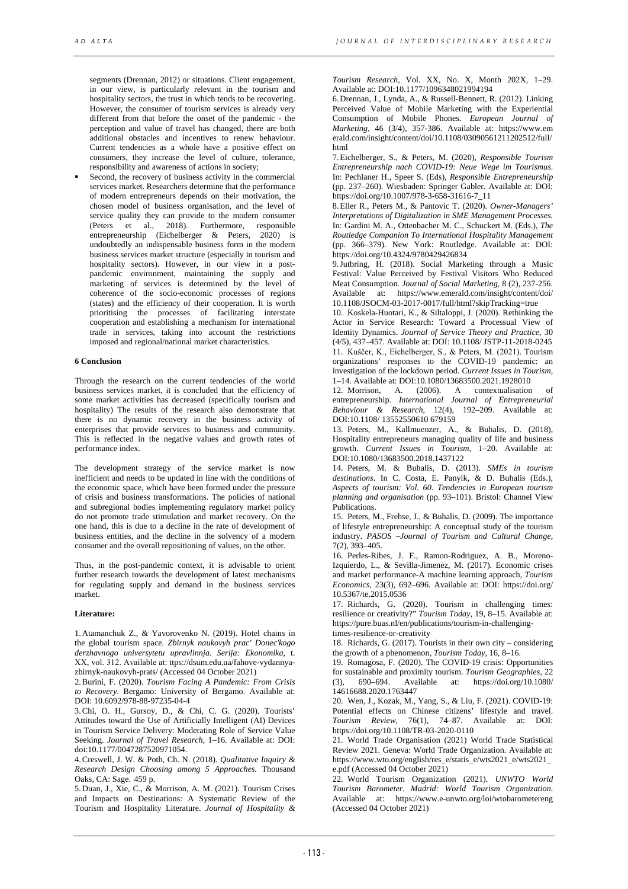segments (Drennan, 2012) or situations. Client engagement, in our view, is particularly relevant in the tourism and hospitality sectors, the trust in which tends to be recovering. However, the consumer of tourism services is already very different from that before the onset of the pandemic - the perception and value of travel has changed, there are both additional obstacles and incentives to renew behaviour. Current tendencies as a whole have a positive effect on consumers, they increase the level of culture, tolerance, responsibility and awareness of actions in society;

- Second, the recovery of business activity in the commercial services market. Researchers determine that the performance of modern entrepreneurs depends on their motivation, the chosen model of business organisation, and the level of service quality they can provide to the modern consumer (Peters et al., 2018). Furthermore, responsible entrepreneurship (Eichelberger & Peters, 2020) is undoubtedly an indispensable business form in the modern business services market structure (especially in tourism and hospitality sectors). However, in our view in a post-pandemic environment, maintaining the supply and marketing of services is determined by the level of coherence of the socio-economic processes of regions (states) and the efficiency of their cooperation. It is worth prioritising the processes of facilitating interstate cooperation and establishing a mechanism for international trade in services, taking into account the restrictions imposed and regional/national market characteristics.

## 6 Conclusion

Through the research on the current tendencies of the world business services market, it is concluded that the efficiency of some market activities has decreased (specifically tourism and hospitality) The results of the research also demonstrate that there is no dynamic recovery in the business activity of enterprises that provide services to business and community. This is reflected in the negative values and growth rates of performance index.

The development strategy of the service market is now inefficient and needs to be updated in line with the conditions of the economic space, which have been formed under the pressure of crisis and business transformations. The policies of national and subregional bodies implementing regulatory market policy do not promote trade stimulation and market recovery. On the one hand, this is due to a decline in the rate of development of business entities, and the decline in the solvency of a modern consumer and the overall repositioning of values, on the other.

Thus, in the post-pandemic context, it is advisable to orient further research towards the development of latest mechanisms for regulating supply and demand in the business services market.

## Literature:

1. Atamanchuk Z., & Yavorovenko N. (2019). Hotel chains in the global tourism space. *Zbirnyk naukovyh prac' Donec'kogo derzhavnogo universytetu upravlinnja. Serija: Ekonomika*, t. XX, vol. 312. Available at: ttps://dsum.edu.ua/fahove-vydannya-zbirnyk-naukovyh-prats/ (Accessed 04 October 2021)
2. Burini, F. (2020). *Tourism Facing A Pandemic: From Crisis to Recovery*. Bergamo: University of Bergamo. Available at: DOI: 10.6092/978-88-97235-04-4
3. Chi, O. H., Gursoy, D., & Chi, C. G. (2020). Tourists' Attitudes toward the Use of Artificially Intelligent (AI) Devices in Tourism Service Delivery: Moderating Role of Service Value Seeking. *Journal of Travel Research*, 1–16. Available at: DOI: doi:10.1177/0047287520971054.
4. Creswell, J. W. & Poth, Ch. N. (2018). *Qualitative Inquiry & Research Design Choosing among 5 Approaches.* Thousand Oaks, CA: Sage. 459 p.
5. Duan, J., Xie, C., & Morrison, A. M. (2021). Tourism Crises and Impacts on Destinations: A Systematic Review of the Tourism and Hospitality Literature. *Journal of Hospitality & Tourism Research*, Vol. XX, No. X, Month 202X, 1–29. Available at: DOI:10.1177/1096348021994194
6. Drennan, J., Lynda, A., & Russell-Bennett, R. (2012). Linking Perceived Value of Mobile Marketing with the Experiential Consumption of Mobile Phones. *European Journal of Marketing*, 46 (3/4), 357-386. Available at: https://www.emerald.com/insight/content/doi/10.1108/03090561211202512/full/html
7. Eichelberger, S., & Peters, M. (2020), *Responsible Tourism Entrepreneurship nach COVID-19: Neue Wege im Tourismus*. In: Pechlaner H., Speer S. (Eds), *Responsible Entrepreneurship* (pp. 237–260). Wiesbaden: Springer Gabler. Available at: DOI: https://doi.org/10.1007/978-3-658-31616-7_11
8. Eller R., Peters M., & Pantovic T. (2020). *Owner-Managers' Interpretations of Digitalization in SME Management Processes.* In: Gardini M. A., Ottenbacher M. C., Schuckert M. (Eds.), *The Routledge Companion To International Hospitality Management* (pp. 366–379). New York: Routledge. Available at: DOI: https://doi.org/10.4324/9780429426834
9. Jutbring, H. (2018). Social Marketing through a Music Festival: Value Perceived by Festival Visitors Who Reduced Meat Consumption. *Journal of Social Marketing*, 8 (2), 237-256. Available at: https://www.emerald.com/insight/content/doi/10.1108/JSOCM-03-2017-0017/full/html?skipTracking=true
10. Koskela-Huotari, K., & Siltaloppi, J. (2020). Rethinking the Actor in Service Research: Toward a Processual View of Identity Dynamics. *Journal of Service Theory and Practice*, 30 (4/5), 437–457. Available at: DOI: 10.1108/ JSTP-11-2018-0245
11. Kuščer, K., Eichelberger, S., & Peters, M. (2021). Tourism organizations' responses to the COVID-19 pandemic: an investigation of the lockdown period. *Current Issues in Tourism*, 1–14. Available at: DOI:10.1080/13683500.2021.1928010
12. Morrison, A. (2006). A contextualisation of entrepreneurship. *International Journal of Entrepreneurial Behaviour & Research*, 12(4), 192–209. Available at: DOI:10.1108/ 13552550610 679159
13. Peters, M., Kallmuenzer, A., & Buhalis, D. (2018), Hospitality entrepreneurs managing quality of life and business growth. *Current Issues in Tourism*, 1–20. Available at: DOI:10.1080/13683500.2018.1437122
14. Peters, M. & Buhalis, D. (2013). *SMEs in tourism destinations*. In C. Costa, E. Panyik, & D. Buhalis (Eds.), *Aspects of tourism: Vol. 60. Tendencies in European tourism planning and organisation* (pp. 93–101). Bristol: Channel View Publications.
15. Peters, M., Frehse, J., & Buhalis, D. (2009). The importance of lifestyle entrepreneurship: A conceptual study of the tourism industry. *PASOS –Journal of Tourism and Cultural Change*, 7(2), 393–405.
16. Perles-Ribes, J. F., Ramon-Rodriguez, A. B., Moreno-Izquierdo, L., & Sevilla-Jimenez, M. (2017). Economic crises and market performance-A machine learning approach, *Tourism Economics*, 23(3), 692–696. Available at: DOI: https://doi.org/10.5367/te.2015.0536
17. Richards, G. (2020). Tourism in challenging times: resilience or creativity?" *Tourism Today*, 19, 8–15. Available at: https://pure.buas.nl/en/publications/tourism-in-challenging-times-resilience-or-creativity
18. Richards, G. (2017). Tourists in their own city – considering the growth of a phenomenon, *Tourism Today*, 16, 8–16.
19. Romagosa, F. (2020). The COVID-19 crisis: Opportunities for sustainable and proximity tourism. *Tourism Geographies*, 22 (3), 690–694. Available at: https://doi.org/10.1080/14616688.2020.1763447
20. Wen, J., Kozak, M., Yang, S., & Liu, F. (2021). COVID-19: Potential effects on Chinese citizens' lifestyle and travel. *Tourism Review*, 76(1), 74–87. Available at: DOI: https://doi.org/10.1108/TR-03-2020-0110
21. World Trade Organisation (2021) World Trade Statistical Review 2021. Geneva: World Trade Organization. Available at: https://www.wto.org/english/res_e/statis_e/wts2021_e/wts2021_e.pdf (Accessed 04 October 2021)
22. World Tourism Organization (2021). *UNWTO World Tourism Barometer. Madrid: World Tourism Organization.* Available at: https://www.e-unwto.org/loi/wtobarometereng (Accessed 04 October 2021)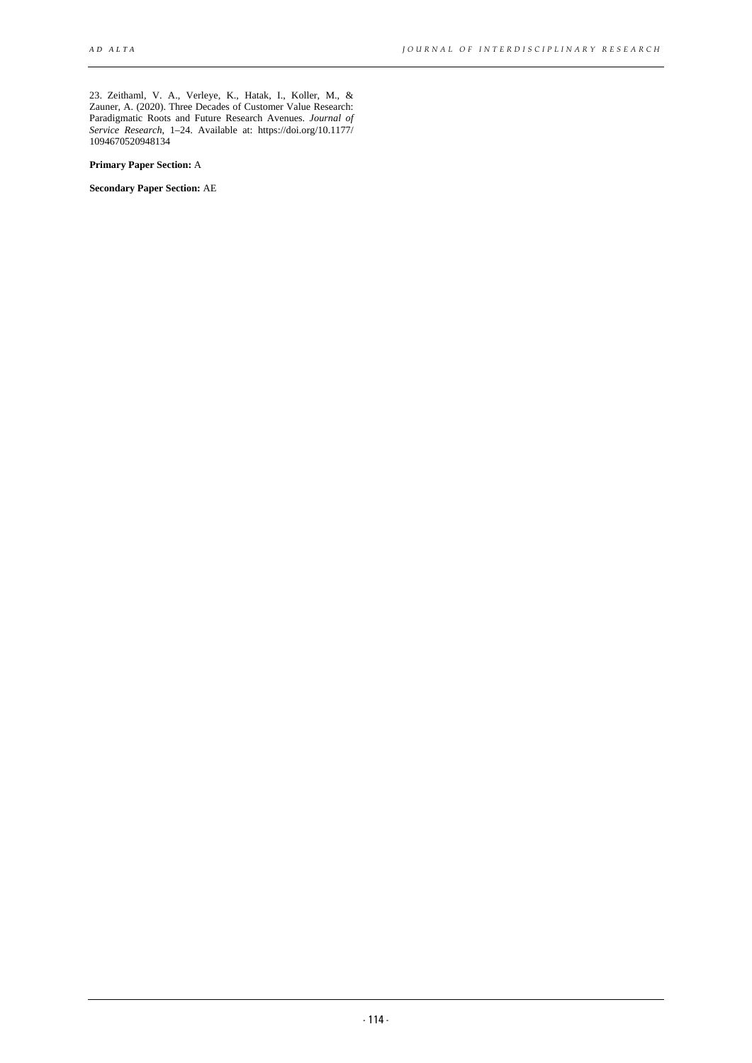23. Zeithaml, V. A., Verleye, K., Hatak, I., Koller, M., & Zauner, A. (2020). Three Decades of Customer Value Research: Paradigmatic Roots and Future Research Avenues. *Journal of Service Research*, 1–24. Available at: https://doi.org/10.1177/1094670520948134

**Primary Paper Section:** A

**Secondary Paper Section:** AE